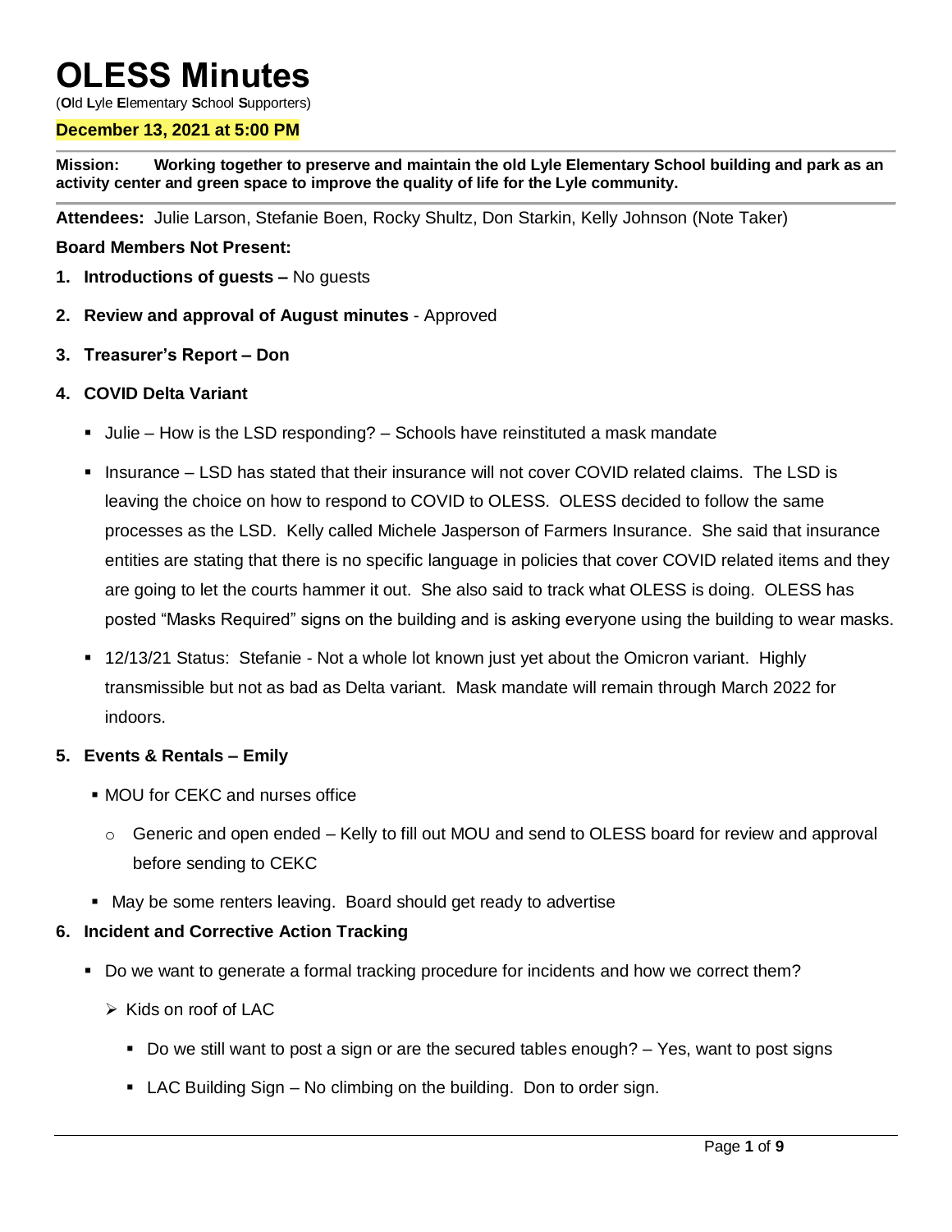# OLESS Minutes

(**O**ld **L**yle **E**lementary **S**chool **S**upporters)

**December 13, 2021 at 5:00 PM**

**Mission: Working together to preserve and maintain the old Lyle Elementary School building and park as an activity center and green space to improve the quality of life for the Lyle community.**

**Attendees:** Julie Larson, Stefanie Boen, Rocky Shultz, Don Starkin, Kelly Johnson (Note Taker)

**Board Members Not Present:**

1. **Introductions of guests –** No guests
2. **Review and approval of August minutes** - Approved
3. **Treasurer's Report – Don**
4. **COVID Delta Variant**
   - Julie – How is the LSD responding? – Schools have reinstituted a mask mandate
   - Insurance – LSD has stated that their insurance will not cover COVID related claims. The LSD is leaving the choice on how to respond to COVID to OLESS. OLESS decided to follow the same processes as the LSD. Kelly called Michele Jasperson of Farmers Insurance. She said that insurance entities are stating that there is no specific language in policies that cover COVID related items and they are going to let the courts hammer it out. She also said to track what OLESS is doing. OLESS has posted "Masks Required" signs on the building and is asking everyone using the building to wear masks.
   - 12/13/21 Status: Stefanie - Not a whole lot known just yet about the Omicron variant. Highly transmissible but not as bad as Delta variant. Mask mandate will remain through March 2022 for indoors.
5. **Events & Rentals – Emily**
   - MOU for CEKC and nurses office
     - Generic and open ended – Kelly to fill out MOU and send to OLESS board for review and approval before sending to CEKC
   - May be some renters leaving. Board should get ready to advertise
6. **Incident and Corrective Action Tracking**
   - Do we want to generate a formal tracking procedure for incidents and how we correct them?
     - Kids on roof of LAC
       - Do we still want to post a sign or are the secured tables enough? – Yes, want to post signs
       - LAC Building Sign – No climbing on the building. Don to order sign.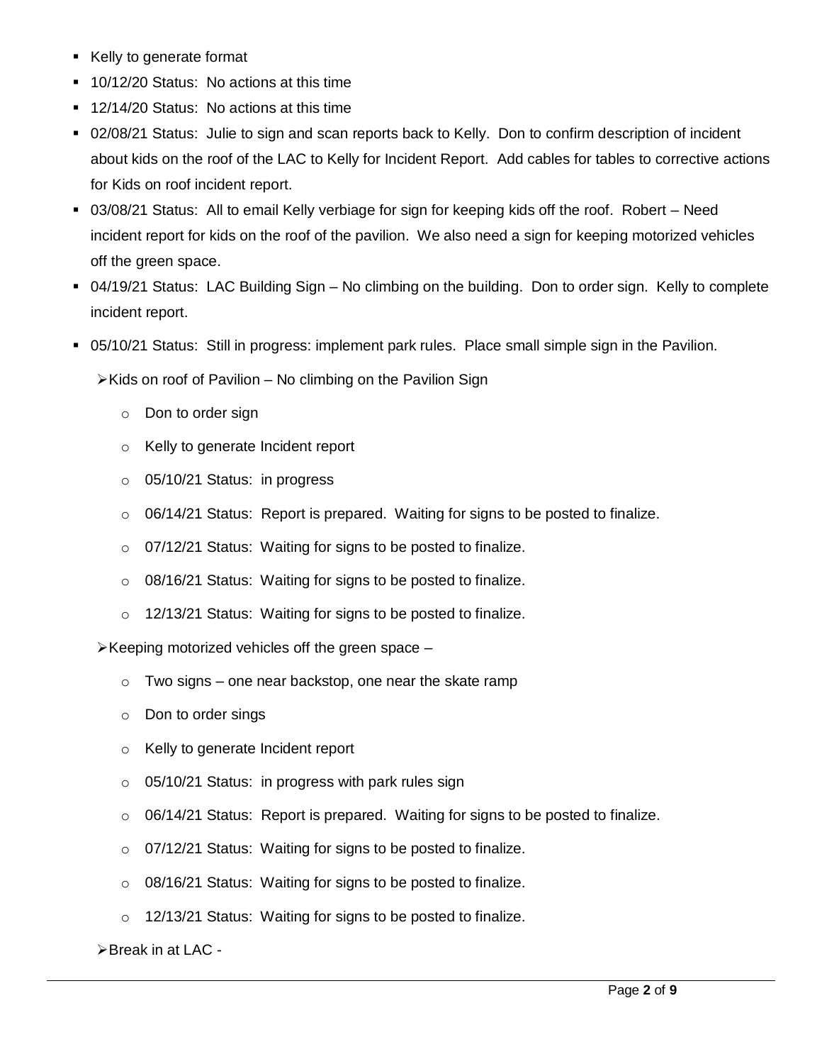- Kelly to generate format
- 10/12/20 Status: No actions at this time
- 12/14/20 Status: No actions at this time
- 02/08/21 Status: Julie to sign and scan reports back to Kelly. Don to confirm description of incident about kids on the roof of the LAC to Kelly for Incident Report. Add cables for tables to corrective actions for Kids on roof incident report.
- 03/08/21 Status: All to email Kelly verbiage for sign for keeping kids off the roof. Robert – Need incident report for kids on the roof of the pavilion. We also need a sign for keeping motorized vehicles off the green space.
- 04/19/21 Status: LAC Building Sign – No climbing on the building. Don to order sign. Kelly to complete incident report.
- 05/10/21 Status: Still in progress: implement park rules. Place small simple sign in the Pavilion.

  - Kids on roof of Pavilion – No climbing on the Pavilion Sign
    - Don to order sign
    - Kelly to generate Incident report
    - 05/10/21 Status: in progress
    - 06/14/21 Status: Report is prepared. Waiting for signs to be posted to finalize.
    - 07/12/21 Status: Waiting for signs to be posted to finalize.
    - 08/16/21 Status: Waiting for signs to be posted to finalize.
    - 12/13/21 Status: Waiting for signs to be posted to finalize.
  - Keeping motorized vehicles off the green space –
    - Two signs – one near backstop, one near the skate ramp
    - Don to order sings
    - Kelly to generate Incident report
    - 05/10/21 Status: in progress with park rules sign
    - 06/14/21 Status: Report is prepared. Waiting for signs to be posted to finalize.
    - 07/12/21 Status: Waiting for signs to be posted to finalize.
    - 08/16/21 Status: Waiting for signs to be posted to finalize.
    - 12/13/21 Status: Waiting for signs to be posted to finalize.
  - Break in at LAC -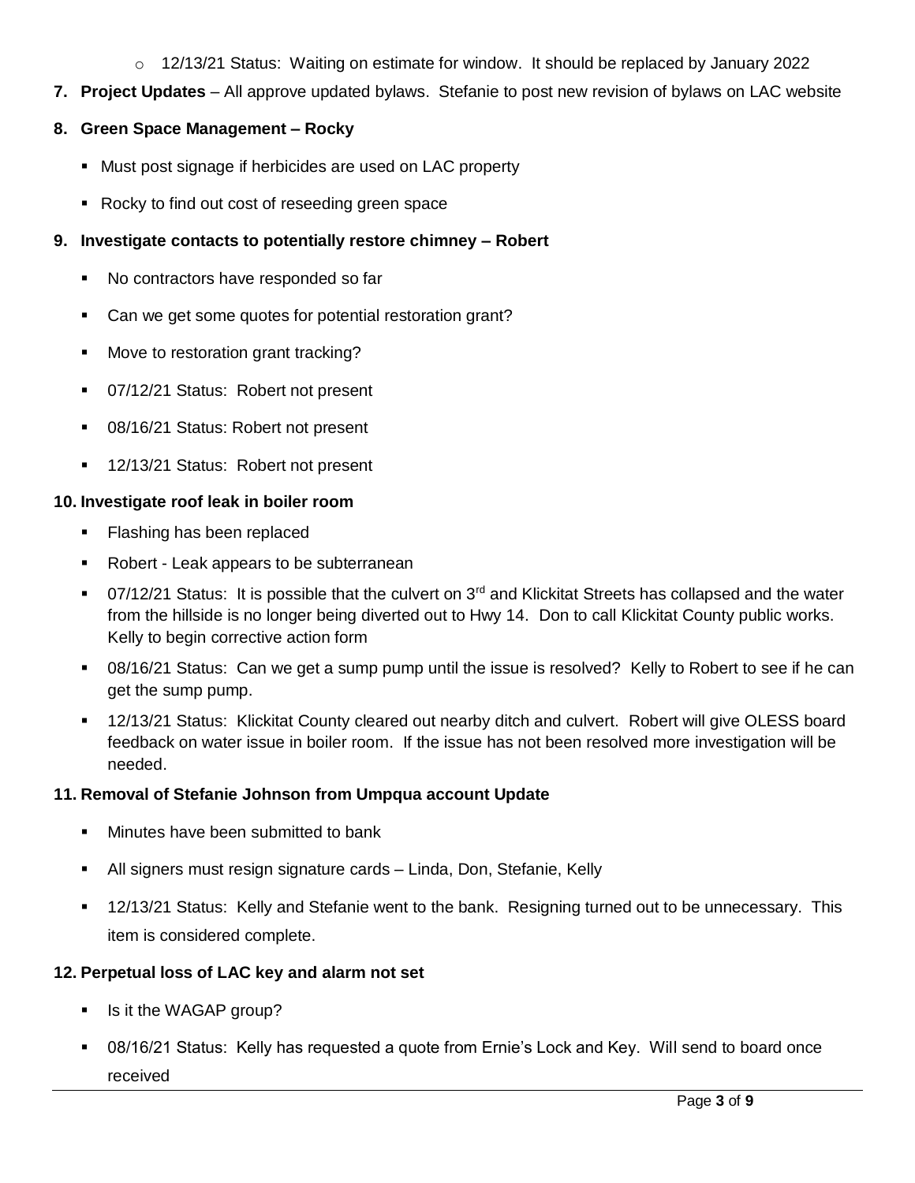- 12/13/21 Status: Waiting on estimate for window. It should be replaced by January 2022

**7. Project Updates** – All approve updated bylaws. Stefanie to post new revision of bylaws on LAC website

**8. Green Space Management – Rocky**

- Must post signage if herbicides are used on LAC property
- Rocky to find out cost of reseeding green space

**9. Investigate contacts to potentially restore chimney – Robert**

- No contractors have responded so far
- Can we get some quotes for potential restoration grant?
- Move to restoration grant tracking?
- 07/12/21 Status: Robert not present
- 08/16/21 Status: Robert not present
- 12/13/21 Status: Robert not present

**10. Investigate roof leak in boiler room**

- Flashing has been replaced
- Robert - Leak appears to be subterranean
- 07/12/21 Status: It is possible that the culvert on 3rd and Klickitat Streets has collapsed and the water from the hillside is no longer being diverted out to Hwy 14. Don to call Klickitat County public works. Kelly to begin corrective action form
- 08/16/21 Status: Can we get a sump pump until the issue is resolved? Kelly to Robert to see if he can get the sump pump.
- 12/13/21 Status: Klickitat County cleared out nearby ditch and culvert. Robert will give OLESS board feedback on water issue in boiler room. If the issue has not been resolved more investigation will be needed.

**11. Removal of Stefanie Johnson from Umpqua account Update**

- Minutes have been submitted to bank
- All signers must resign signature cards – Linda, Don, Stefanie, Kelly
- 12/13/21 Status: Kelly and Stefanie went to the bank. Resigning turned out to be unnecessary. This item is considered complete.

**12. Perpetual loss of LAC key and alarm not set**

- Is it the WAGAP group?
- 08/16/21 Status: Kelly has requested a quote from Ernie's Lock and Key. Will send to board once received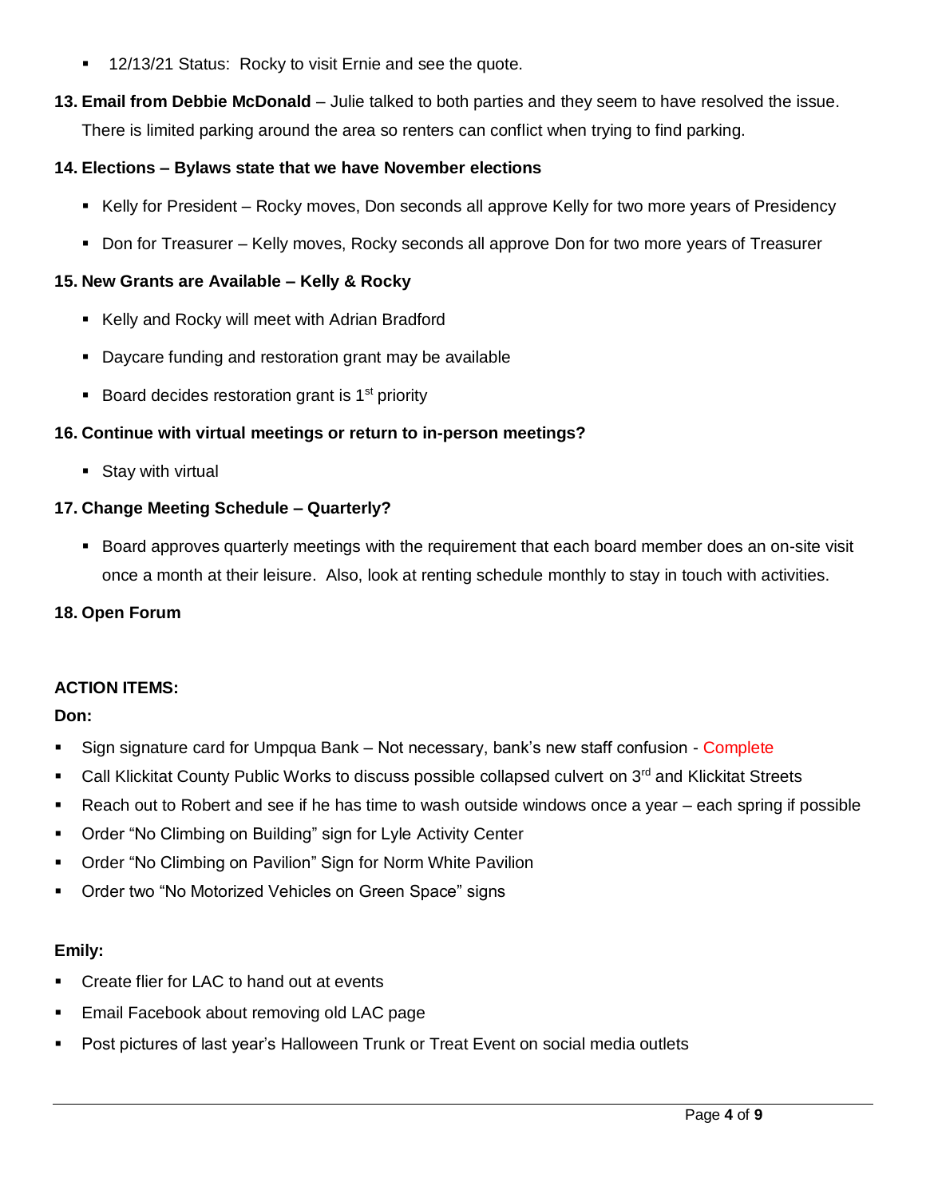- 12/13/21 Status: Rocky to visit Ernie and see the quote.

**13. Email from Debbie McDonald** – Julie talked to both parties and they seem to have resolved the issue. There is limited parking around the area so renters can conflict when trying to find parking.

**14. Elections – Bylaws state that we have November elections**

- Kelly for President – Rocky moves, Don seconds all approve Kelly for two more years of Presidency
- Don for Treasurer – Kelly moves, Rocky seconds all approve Don for two more years of Treasurer

**15. New Grants are Available – Kelly & Rocky**

- Kelly and Rocky will meet with Adrian Bradford
- Daycare funding and restoration grant may be available
- Board decides restoration grant is 1st priority

**16. Continue with virtual meetings or return to in-person meetings?**

- Stay with virtual

**17. Change Meeting Schedule – Quarterly?**

- Board approves quarterly meetings with the requirement that each board member does an on-site visit once a month at their leisure. Also, look at renting schedule monthly to stay in touch with activities.

**18. Open Forum**

**ACTION ITEMS:**

**Don:**

- Sign signature card for Umpqua Bank – Not necessary, bank's new staff confusion - Complete
- Call Klickitat County Public Works to discuss possible collapsed culvert on 3rd and Klickitat Streets
- Reach out to Robert and see if he has time to wash outside windows once a year – each spring if possible
- Order "No Climbing on Building" sign for Lyle Activity Center
- Order "No Climbing on Pavilion" Sign for Norm White Pavilion
- Order two "No Motorized Vehicles on Green Space" signs

**Emily:**

- Create flier for LAC to hand out at events
- Email Facebook about removing old LAC page
- Post pictures of last year's Halloween Trunk or Treat Event on social media outlets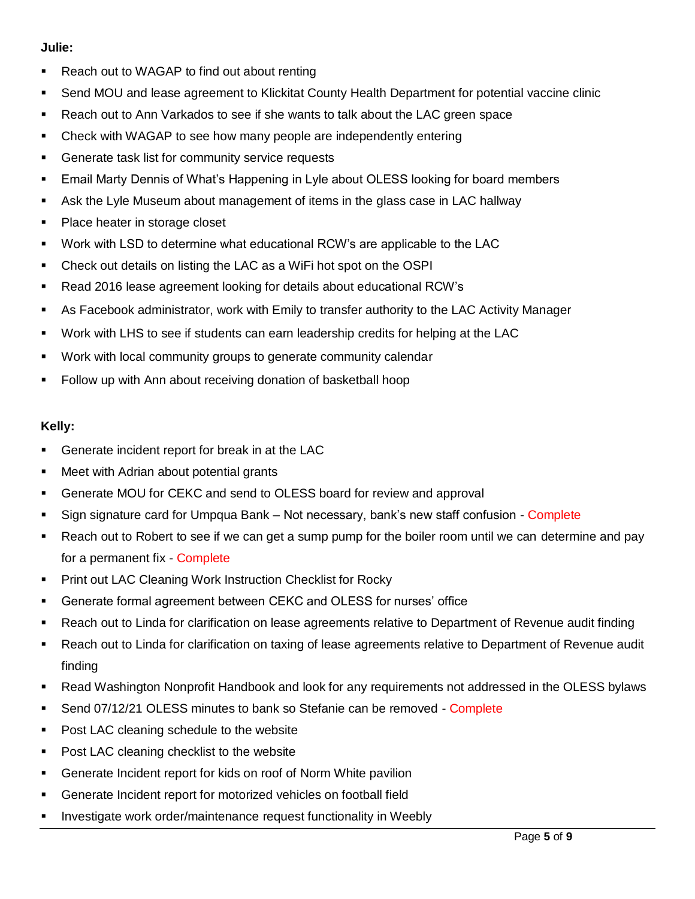**Julie:**

- Reach out to WAGAP to find out about renting
- Send MOU and lease agreement to Klickitat County Health Department for potential vaccine clinic
- Reach out to Ann Varkados to see if she wants to talk about the LAC green space
- Check with WAGAP to see how many people are independently entering
- Generate task list for community service requests
- Email Marty Dennis of What's Happening in Lyle about OLESS looking for board members
- Ask the Lyle Museum about management of items in the glass case in LAC hallway
- Place heater in storage closet
- Work with LSD to determine what educational RCW's are applicable to the LAC
- Check out details on listing the LAC as a WiFi hot spot on the OSPI
- Read 2016 lease agreement looking for details about educational RCW's
- As Facebook administrator, work with Emily to transfer authority to the LAC Activity Manager
- Work with LHS to see if students can earn leadership credits for helping at the LAC
- Work with local community groups to generate community calendar
- Follow up with Ann about receiving donation of basketball hoop

**Kelly:**

- Generate incident report for break in at the LAC
- Meet with Adrian about potential grants
- Generate MOU for CEKC and send to OLESS board for review and approval
- Sign signature card for Umpqua Bank – Not necessary, bank's new staff confusion - Complete
- Reach out to Robert to see if we can get a sump pump for the boiler room until we can determine and pay for a permanent fix - Complete
- Print out LAC Cleaning Work Instruction Checklist for Rocky
- Generate formal agreement between CEKC and OLESS for nurses' office
- Reach out to Linda for clarification on lease agreements relative to Department of Revenue audit finding
- Reach out to Linda for clarification on taxing of lease agreements relative to Department of Revenue audit finding
- Read Washington Nonprofit Handbook and look for any requirements not addressed in the OLESS bylaws
- Send 07/12/21 OLESS minutes to bank so Stefanie can be removed - Complete
- Post LAC cleaning schedule to the website
- Post LAC cleaning checklist to the website
- Generate Incident report for kids on roof of Norm White pavilion
- Generate Incident report for motorized vehicles on football field
- Investigate work order/maintenance request functionality in Weebly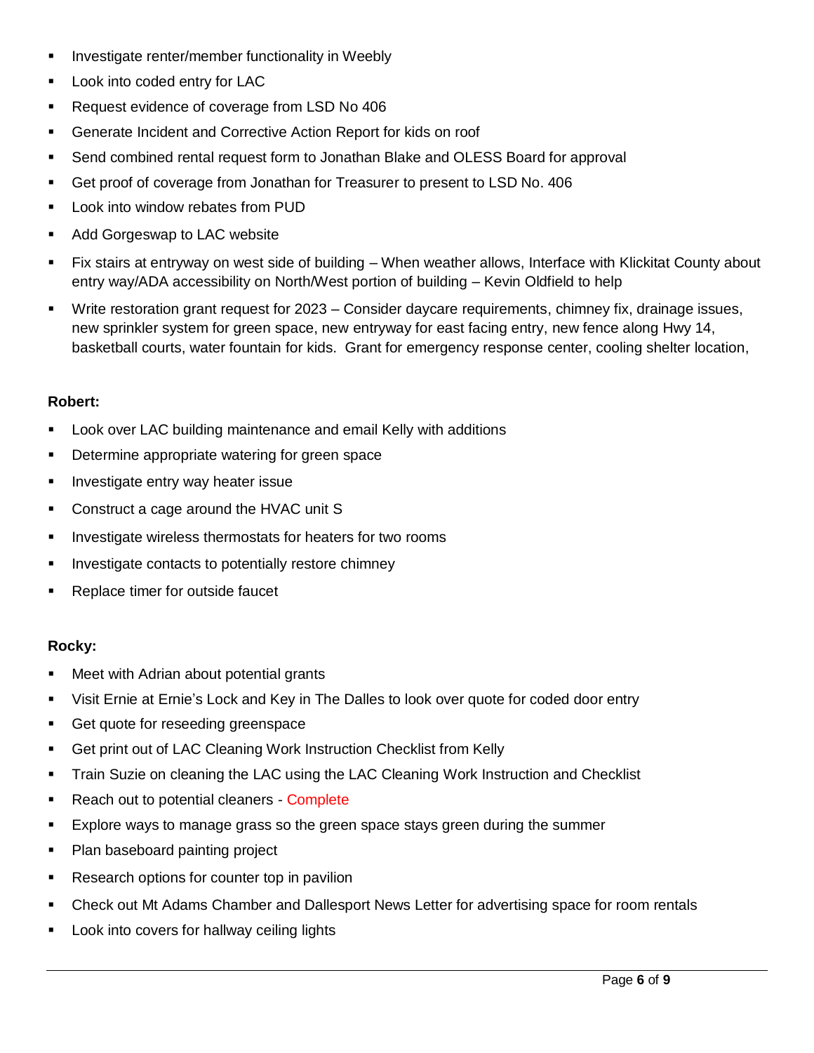- Investigate renter/member functionality in Weebly
- Look into coded entry for LAC
- Request evidence of coverage from LSD No 406
- Generate Incident and Corrective Action Report for kids on roof
- Send combined rental request form to Jonathan Blake and OLESS Board for approval
- Get proof of coverage from Jonathan for Treasurer to present to LSD No. 406
- Look into window rebates from PUD
- Add Gorgeswap to LAC website
- Fix stairs at entryway on west side of building – When weather allows, Interface with Klickitat County about entry way/ADA accessibility on North/West portion of building – Kevin Oldfield to help
- Write restoration grant request for 2023 – Consider daycare requirements, chimney fix, drainage issues, new sprinkler system for green space, new entryway for east facing entry, new fence along Hwy 14, basketball courts, water fountain for kids. Grant for emergency response center, cooling shelter location,

**Robert:**

- Look over LAC building maintenance and email Kelly with additions
- Determine appropriate watering for green space
- Investigate entry way heater issue
- Construct a cage around the HVAC unit S
- Investigate wireless thermostats for heaters for two rooms
- Investigate contacts to potentially restore chimney
- Replace timer for outside faucet

**Rocky:**

- Meet with Adrian about potential grants
- Visit Ernie at Ernie's Lock and Key in The Dalles to look over quote for coded door entry
- Get quote for reseeding greenspace
- Get print out of LAC Cleaning Work Instruction Checklist from Kelly
- Train Suzie on cleaning the LAC using the LAC Cleaning Work Instruction and Checklist
- Reach out to potential cleaners - Complete
- Explore ways to manage grass so the green space stays green during the summer
- Plan baseboard painting project
- Research options for counter top in pavilion
- Check out Mt Adams Chamber and Dallesport News Letter for advertising space for room rentals
- Look into covers for hallway ceiling lights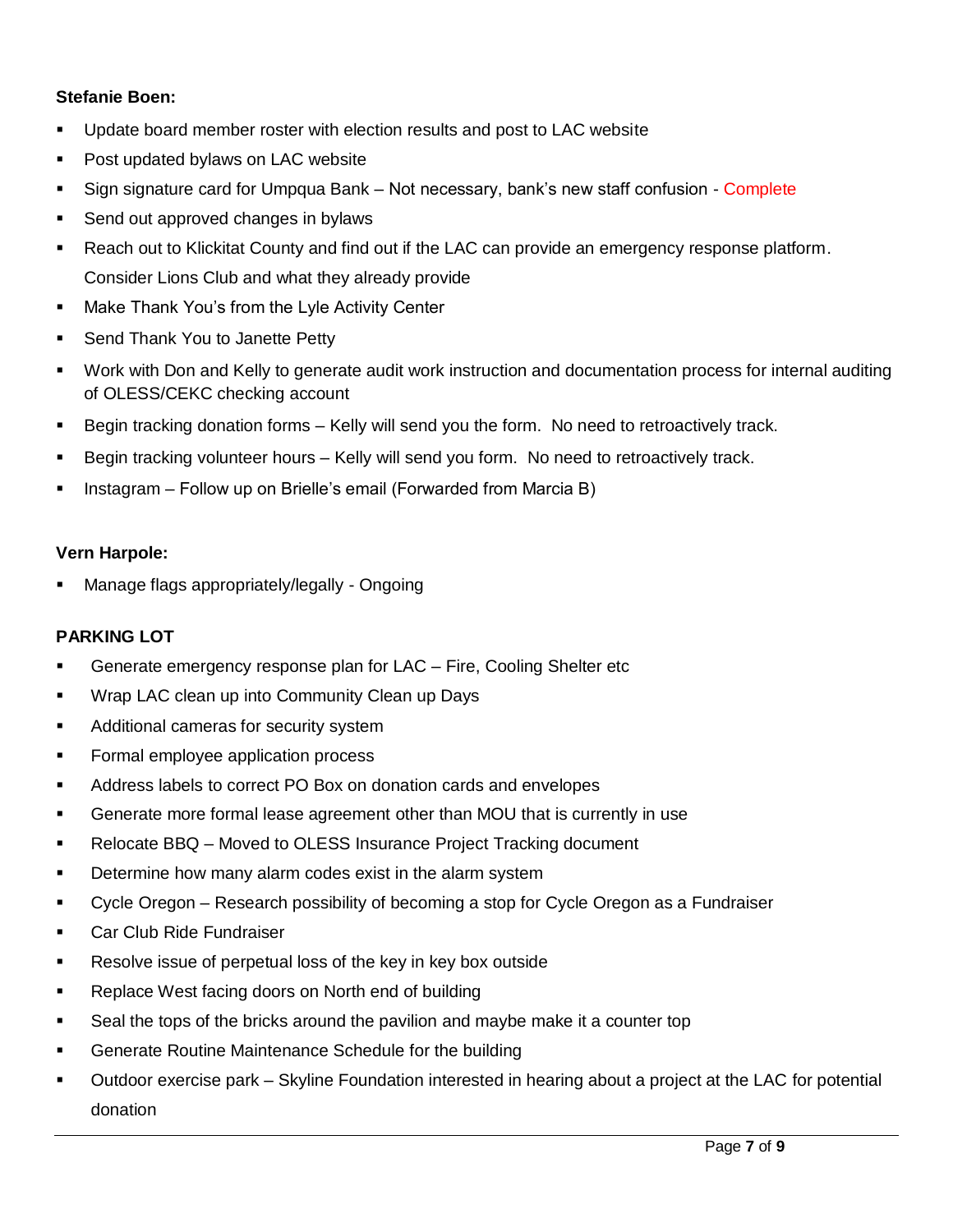**Stefanie Boen:**

- Update board member roster with election results and post to LAC website
- Post updated bylaws on LAC website
- Sign signature card for Umpqua Bank – Not necessary, bank's new staff confusion - Complete
- Send out approved changes in bylaws
- Reach out to Klickitat County and find out if the LAC can provide an emergency response platform. Consider Lions Club and what they already provide
- Make Thank You's from the Lyle Activity Center
- Send Thank You to Janette Petty
- Work with Don and Kelly to generate audit work instruction and documentation process for internal auditing of OLESS/CEKC checking account
- Begin tracking donation forms – Kelly will send you the form. No need to retroactively track.
- Begin tracking volunteer hours – Kelly will send you form. No need to retroactively track.
- Instagram – Follow up on Brielle's email (Forwarded from Marcia B)

**Vern Harpole:**

- Manage flags appropriately/legally - Ongoing

**PARKING LOT**

- Generate emergency response plan for LAC – Fire, Cooling Shelter etc
- Wrap LAC clean up into Community Clean up Days
- Additional cameras for security system
- Formal employee application process
- Address labels to correct PO Box on donation cards and envelopes
- Generate more formal lease agreement other than MOU that is currently in use
- Relocate BBQ – Moved to OLESS Insurance Project Tracking document
- Determine how many alarm codes exist in the alarm system
- Cycle Oregon – Research possibility of becoming a stop for Cycle Oregon as a Fundraiser
- Car Club Ride Fundraiser
- Resolve issue of perpetual loss of the key in key box outside
- Replace West facing doors on North end of building
- Seal the tops of the bricks around the pavilion and maybe make it a counter top
- Generate Routine Maintenance Schedule for the building
- Outdoor exercise park – Skyline Foundation interested in hearing about a project at the LAC for potential donation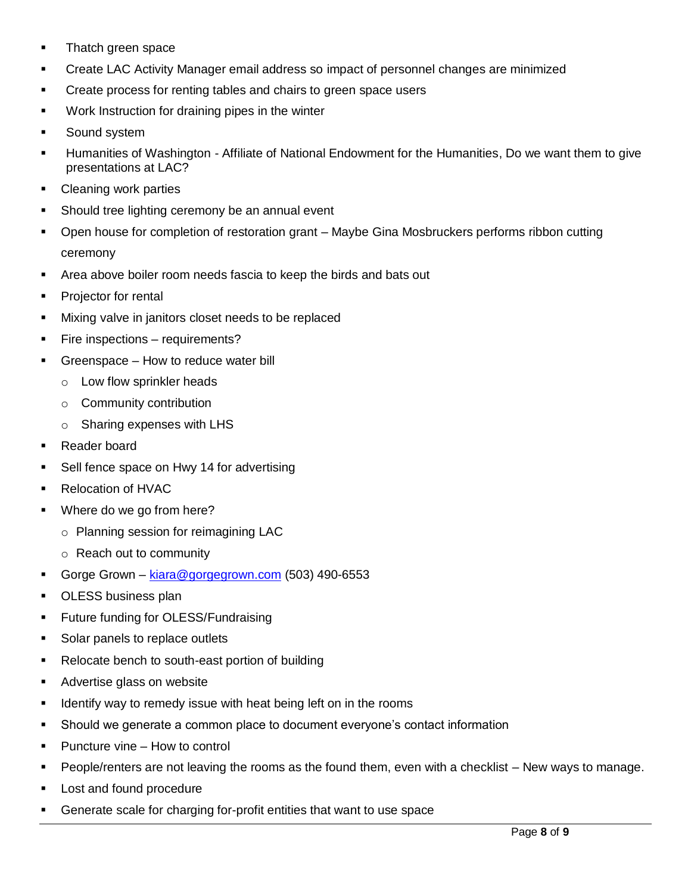- Thatch green space
- Create LAC Activity Manager email address so impact of personnel changes are minimized
- Create process for renting tables and chairs to green space users
- Work Instruction for draining pipes in the winter
- Sound system
- Humanities of Washington - Affiliate of National Endowment for the Humanities, Do we want them to give presentations at LAC?
- Cleaning work parties
- Should tree lighting ceremony be an annual event
- Open house for completion of restoration grant – Maybe Gina Mosbruckers performs ribbon cutting ceremony
- Area above boiler room needs fascia to keep the birds and bats out
- Projector for rental
- Mixing valve in janitors closet needs to be replaced
- Fire inspections – requirements?
- Greenspace – How to reduce water bill
  - Low flow sprinkler heads
  - Community contribution
  - Sharing expenses with LHS
- Reader board
- Sell fence space on Hwy 14 for advertising
- Relocation of HVAC
- Where do we go from here?
  - Planning session for reimagining LAC
  - Reach out to community
- Gorge Grown – kiara@gorgegrown.com (503) 490-6553
- OLESS business plan
- Future funding for OLESS/Fundraising
- Solar panels to replace outlets
- Relocate bench to south-east portion of building
- Advertise glass on website
- Identify way to remedy issue with heat being left on in the rooms
- Should we generate a common place to document everyone's contact information
- Puncture vine – How to control
- People/renters are not leaving the rooms as the found them, even with a checklist – New ways to manage.
- Lost and found procedure
- Generate scale for charging for-profit entities that want to use space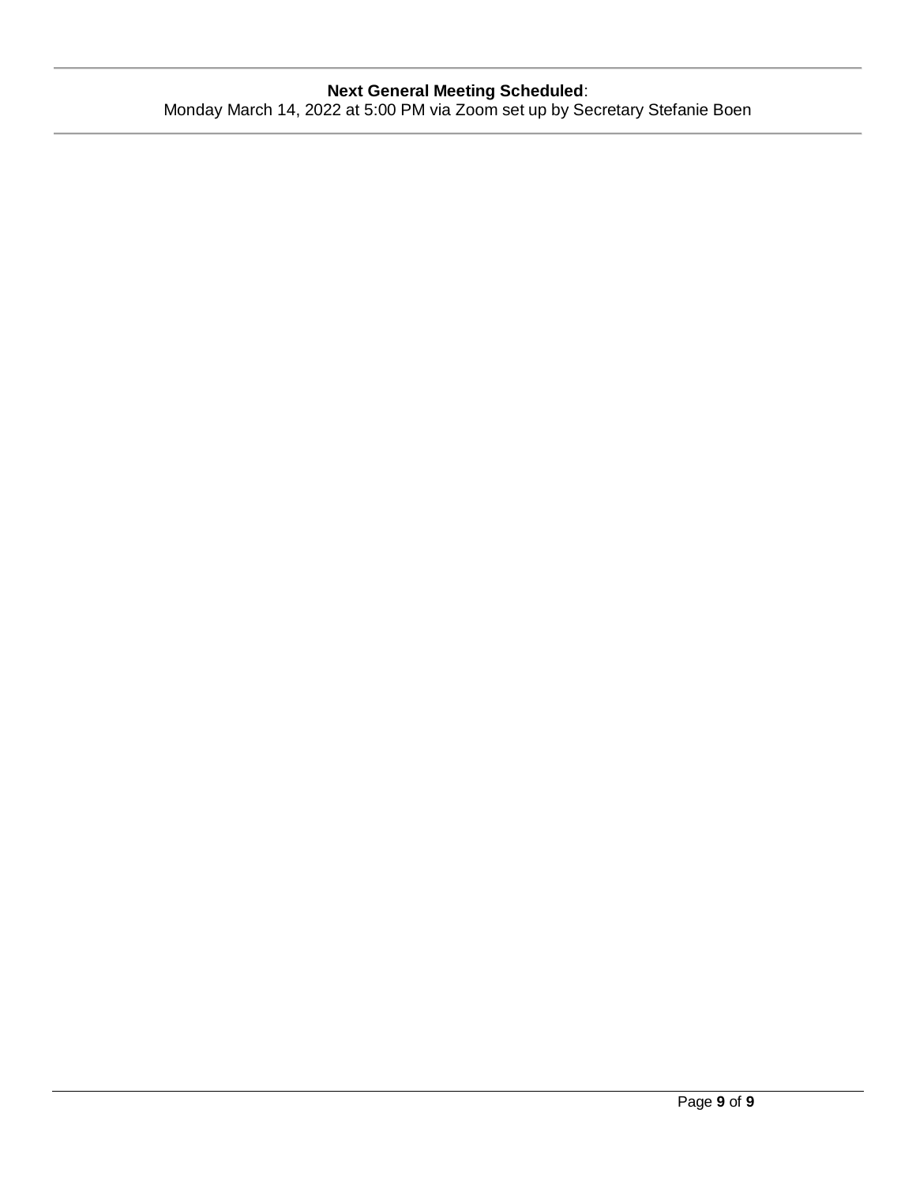---

**Next General Meeting Scheduled**:
Monday March 14, 2022 at 5:00 PM via Zoom set up by Secretary Stefanie Boen

---